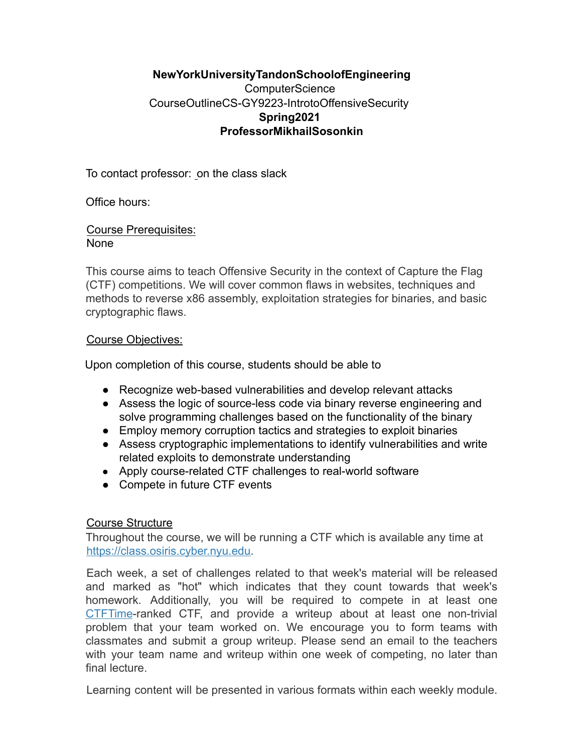**NewYorkUniversityTandonSchoolofEngineering**
ComputerScience
CourseOutlineCS-GY9223-IntrotoOffensiveSecurity
**Spring2021**
**ProfessorMikhailSosonkin**

To contact professor: on the class slack

Office hours:

Course Prerequisites:
None

This course aims to teach Offensive Security in the context of Capture the Flag (CTF) competitions. We will cover common flaws in websites, techniques and methods to reverse x86 assembly, exploitation strategies for binaries, and basic cryptographic flaws.

Course Objectives:

Upon completion of this course, students should be able to

- Recognize web-based vulnerabilities and develop relevant attacks
- Assess the logic of source-less code via binary reverse engineering and solve programming challenges based on the functionality of the binary
- Employ memory corruption tactics and strategies to exploit binaries
- Assess cryptographic implementations to identify vulnerabilities and write related exploits to demonstrate understanding
- Apply course-related CTF challenges to real-world software
- Compete in future CTF events

Course Structure

Throughout the course, we will be running a CTF which is available any time at https://class.osiris.cyber.nyu.edu.

Each week, a set of challenges related to that week's material will be released and marked as "hot" which indicates that they count towards that week's homework. Additionally, you will be required to compete in at least one CTFTime-ranked CTF, and provide a writeup about at least one non-trivial problem that your team worked on. We encourage you to form teams with classmates and submit a group writeup. Please send an email to the teachers with your team name and writeup within one week of competing, no later than final lecture.

Learning content will be presented in various formats within each weekly module.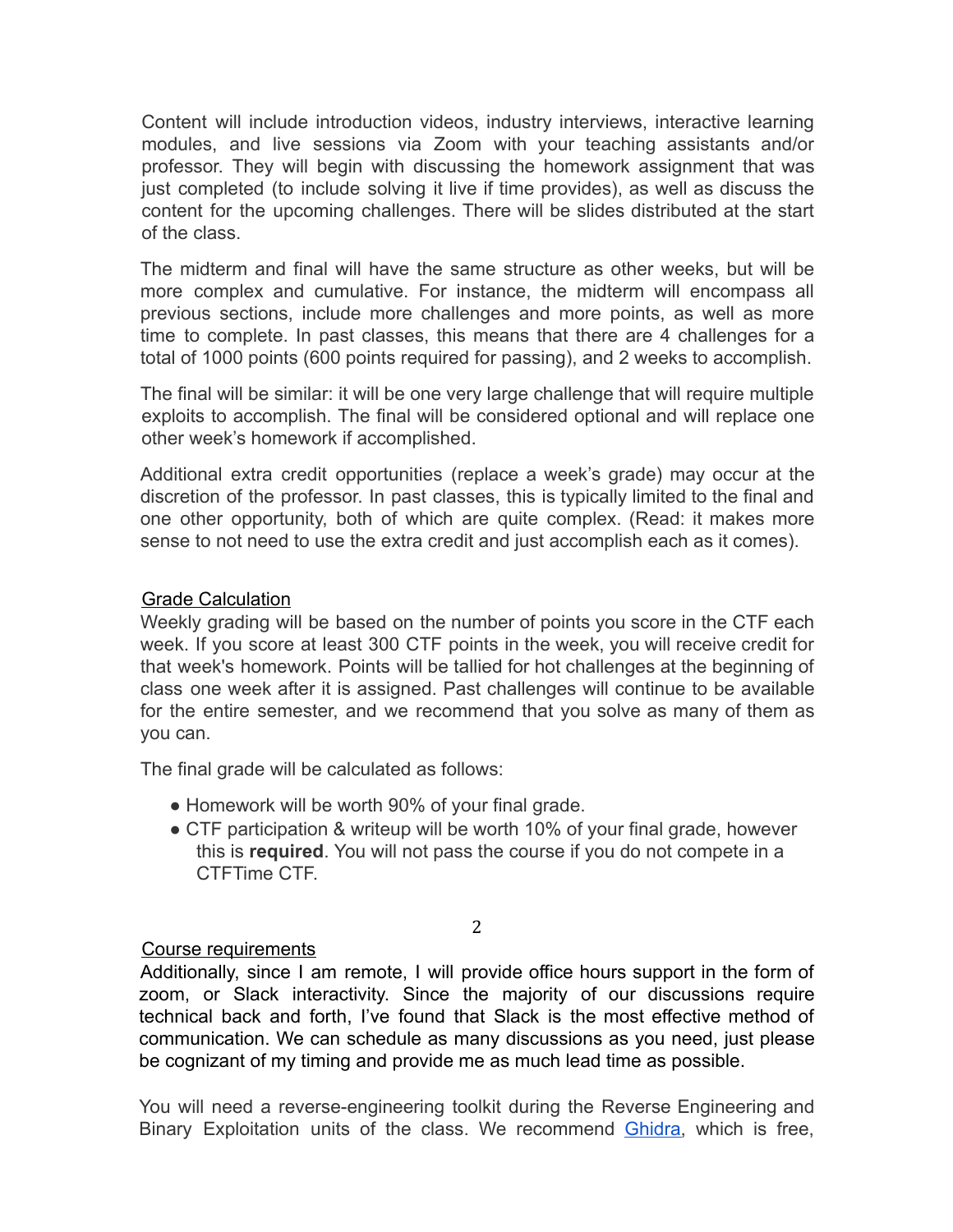Content will include introduction videos, industry interviews, interactive learning modules, and live sessions via Zoom with your teaching assistants and/or professor. They will begin with discussing the homework assignment that was just completed (to include solving it live if time provides), as well as discuss the content for the upcoming challenges. There will be slides distributed at the start of the class.

The midterm and final will have the same structure as other weeks, but will be more complex and cumulative. For instance, the midterm will encompass all previous sections, include more challenges and more points, as well as more time to complete. In past classes, this means that there are 4 challenges for a total of 1000 points (600 points required for passing), and 2 weeks to accomplish.

The final will be similar: it will be one very large challenge that will require multiple exploits to accomplish. The final will be considered optional and will replace one other week's homework if accomplished.

Additional extra credit opportunities (replace a week's grade) may occur at the discretion of the professor. In past classes, this is typically limited to the final and one other opportunity, both of which are quite complex. (Read: it makes more sense to not need to use the extra credit and just accomplish each as it comes).

## Grade Calculation

Weekly grading will be based on the number of points you score in the CTF each week. If you score at least 300 CTF points in the week, you will receive credit for that week's homework. Points will be tallied for hot challenges at the beginning of class one week after it is assigned. Past challenges will continue to be available for the entire semester, and we recommend that you solve as many of them as you can.

The final grade will be calculated as follows:

- Homework will be worth 90% of your final grade.
- CTF participation & writeup will be worth 10% of your final grade, however this is **required**. You will not pass the course if you do not compete in a CTFTime CTF.

## Course requirements

Additionally, since I am remote, I will provide office hours support in the form of zoom, or Slack interactivity. Since the majority of our discussions require technical back and forth, I've found that Slack is the most effective method of communication. We can schedule as many discussions as you need, just please be cognizant of my timing and provide me as much lead time as possible.

You will need a reverse-engineering toolkit during the Reverse Engineering and Binary Exploitation units of the class. We recommend Ghidra, which is free,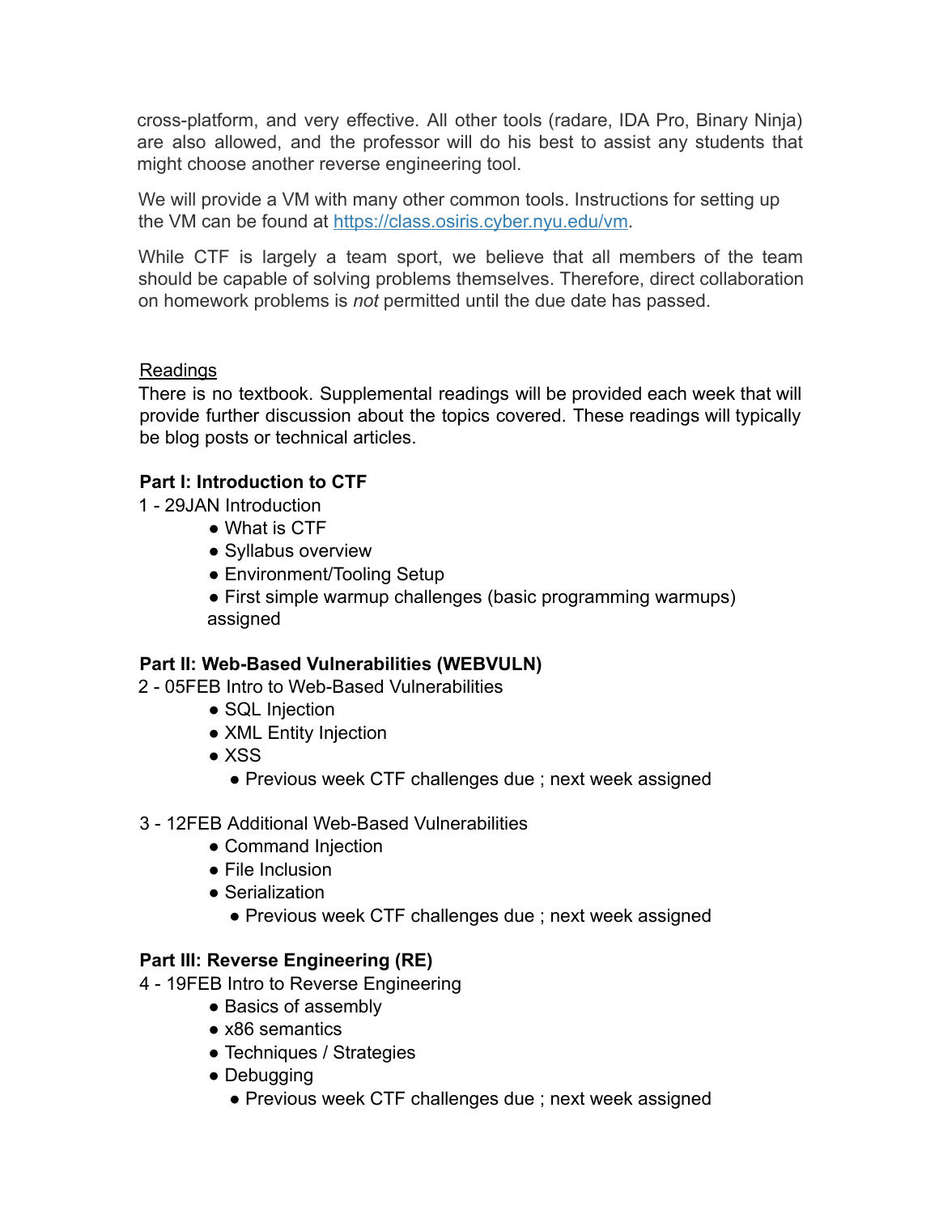cross-platform, and very effective. All other tools (radare, IDA Pro, Binary Ninja) are also allowed, and the professor will do his best to assist any students that might choose another reverse engineering tool.

We will provide a VM with many other common tools. Instructions for setting up the VM can be found at [https://class.osiris.cyber.nyu.edu/vm](https://class.osiris.cyber.nyu.edu/vm).

While CTF is largely a team sport, we believe that all members of the team should be capable of solving problems themselves. Therefore, direct collaboration on homework problems is *not* permitted until the due date has passed.

<u>Readings</u>

There is no textbook. Supplemental readings will be provided each week that will provide further discussion about the topics covered. These readings will typically be blog posts or technical articles.

**Part I: Introduction to CTF**

1 - 29JAN Introduction

- What is CTF
- Syllabus overview
- Environment/Tooling Setup
- First simple warmup challenges (basic programming warmups) assigned

**Part II: Web-Based Vulnerabilities (WEBVULN)**

2 - 05FEB Intro to Web-Based Vulnerabilities

- SQL Injection
- XML Entity Injection
- XSS
  - Previous week CTF challenges due ; next week assigned

3 - 12FEB Additional Web-Based Vulnerabilities

- Command Injection
- File Inclusion
- Serialization
  - Previous week CTF challenges due ; next week assigned

**Part III: Reverse Engineering (RE)**

4 - 19FEB Intro to Reverse Engineering

- Basics of assembly
- x86 semantics
- Techniques / Strategies
- Debugging
  - Previous week CTF challenges due ; next week assigned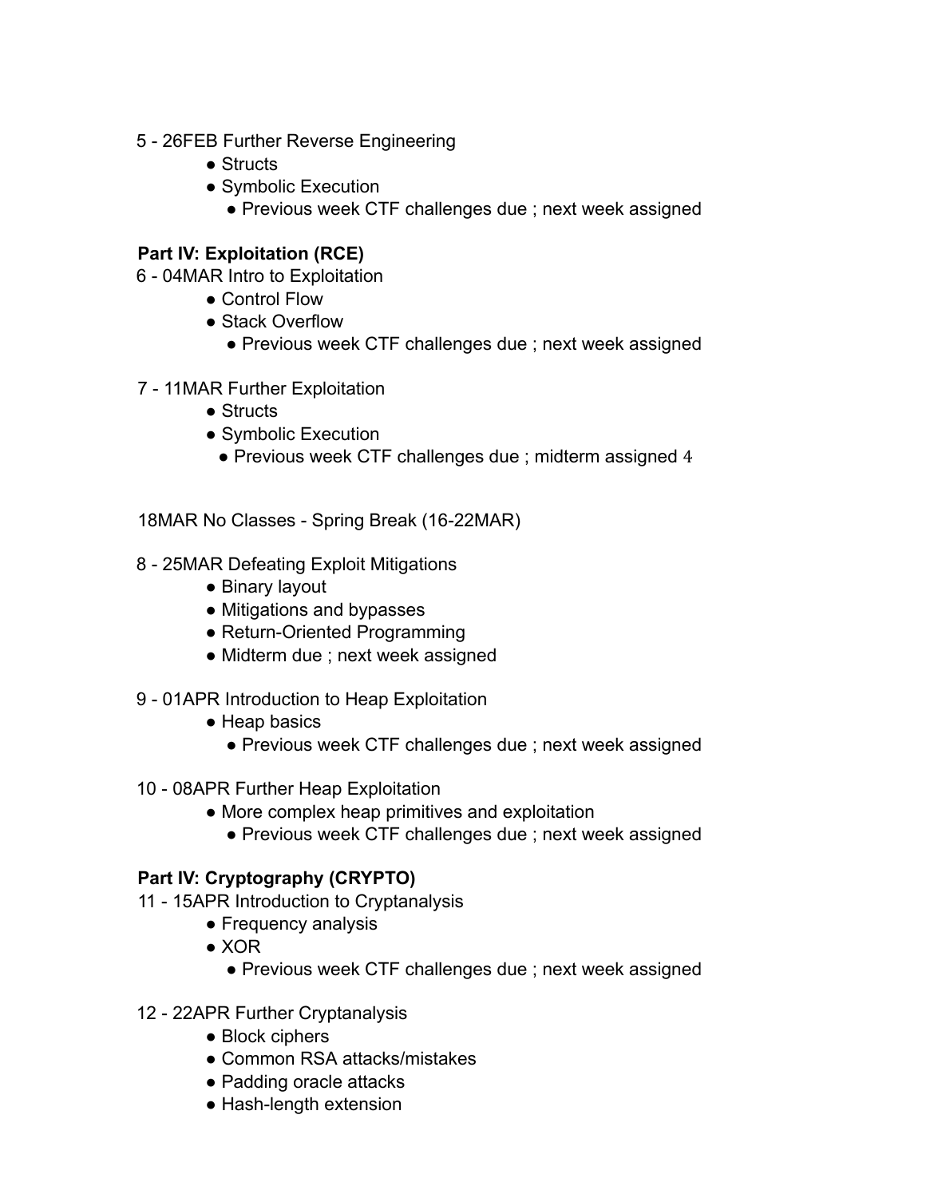5 - 26FEB Further Reverse Engineering

- Structs
- Symbolic Execution
  - Previous week CTF challenges due ; next week assigned

**Part IV: Exploitation (RCE)**

6 - 04MAR Intro to Exploitation

- Control Flow
- Stack Overflow
  - Previous week CTF challenges due ; next week assigned

7 - 11MAR Further Exploitation

- Structs
- Symbolic Execution
  - Previous week CTF challenges due ; midterm assigned

18MAR No Classes - Spring Break (16-22MAR)

8 - 25MAR Defeating Exploit Mitigations

- Binary layout
- Mitigations and bypasses
- Return-Oriented Programming
- Midterm due ; next week assigned

9 - 01APR Introduction to Heap Exploitation

- Heap basics
  - Previous week CTF challenges due ; next week assigned

10 - 08APR Further Heap Exploitation

- More complex heap primitives and exploitation
  - Previous week CTF challenges due ; next week assigned

**Part IV: Cryptography (CRYPTO)**

11 - 15APR Introduction to Cryptanalysis

- Frequency analysis
- XOR
  - Previous week CTF challenges due ; next week assigned

12 - 22APR Further Cryptanalysis

- Block ciphers
- Common RSA attacks/mistakes
- Padding oracle attacks
- Hash-length extension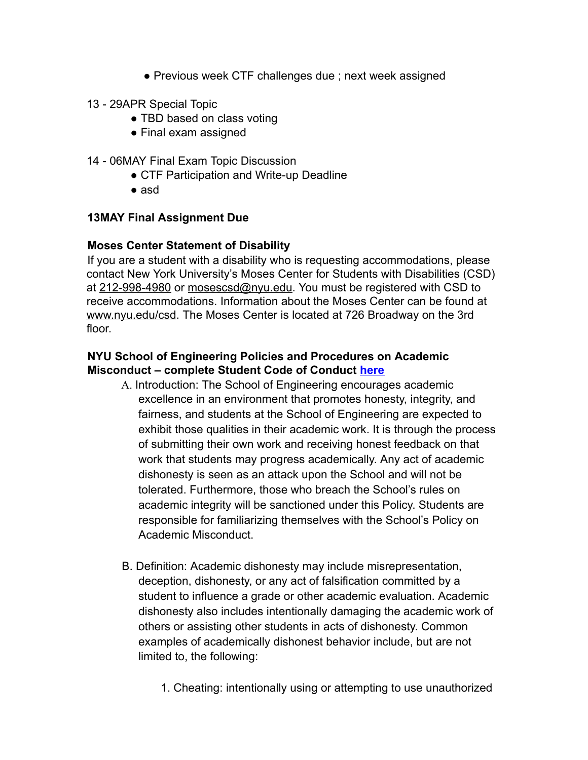- Previous week CTF challenges due ; next week assigned

13 - 29APR Special Topic
- TBD based on class voting
- Final exam assigned

14 - 06MAY Final Exam Topic Discussion
- CTF Participation and Write-up Deadline
- asd

**13MAY Final Assignment Due**

**Moses Center Statement of Disability**

If you are a student with a disability who is requesting accommodations, please contact New York University's Moses Center for Students with Disabilities (CSD) at 212-998-4980 or mosescsd@nyu.edu. You must be registered with CSD to receive accommodations. Information about the Moses Center can be found at www.nyu.edu/csd. The Moses Center is located at 726 Broadway on the 3rd floor.

**NYU School of Engineering Policies and Procedures on Academic Misconduct – complete Student Code of Conduct [here]()**

A. Introduction: The School of Engineering encourages academic excellence in an environment that promotes honesty, integrity, and fairness, and students at the School of Engineering are expected to exhibit those qualities in their academic work. It is through the process of submitting their own work and receiving honest feedback on that work that students may progress academically. Any act of academic dishonesty is seen as an attack upon the School and will not be tolerated. Furthermore, those who breach the School's rules on academic integrity will be sanctioned under this Policy. Students are responsible for familiarizing themselves with the School's Policy on Academic Misconduct.

B. Definition: Academic dishonesty may include misrepresentation, deception, dishonesty, or any act of falsification committed by a student to influence a grade or other academic evaluation. Academic dishonesty also includes intentionally damaging the academic work of others or assisting other students in acts of dishonesty. Common examples of academically dishonest behavior include, but are not limited to, the following:

1. Cheating: intentionally using or attempting to use unauthorized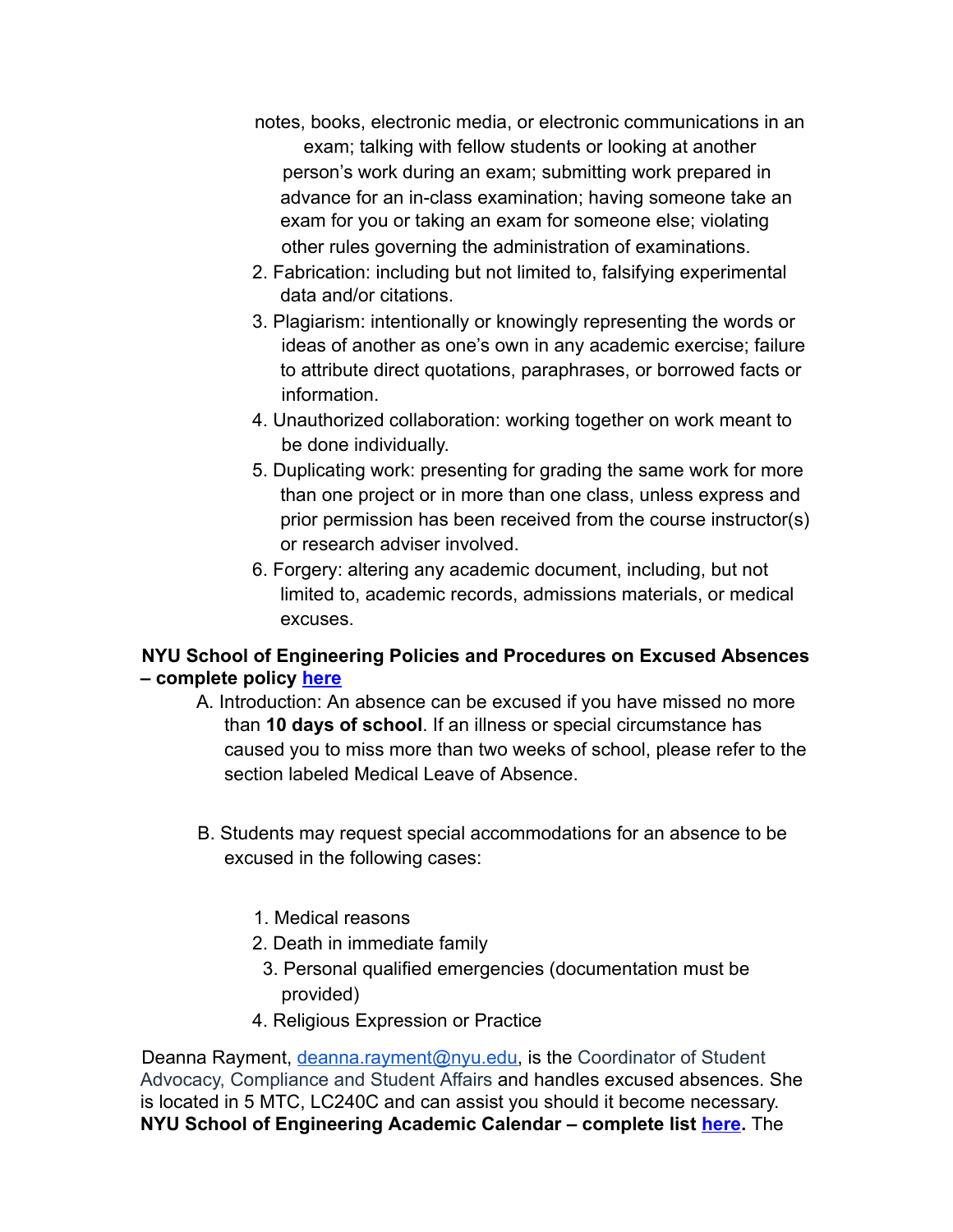notes, books, electronic media, or electronic communications in an exam; talking with fellow students or looking at another person's work during an exam; submitting work prepared in advance for an in-class examination; having someone take an exam for you or taking an exam for someone else; violating other rules governing the administration of examinations.

2. Fabrication: including but not limited to, falsifying experimental data and/or citations.
3. Plagiarism: intentionally or knowingly representing the words or ideas of another as one's own in any academic exercise; failure to attribute direct quotations, paraphrases, or borrowed facts or information.
4. Unauthorized collaboration: working together on work meant to be done individually.
5. Duplicating work: presenting for grading the same work for more than one project or in more than one class, unless express and prior permission has been received from the course instructor(s) or research adviser involved.
6. Forgery: altering any academic document, including, but not limited to, academic records, admissions materials, or medical excuses.

**NYU School of Engineering Policies and Procedures on Excused Absences – complete policy [here](#)**

A. Introduction: An absence can be excused if you have missed no more than **10 days of school**. If an illness or special circumstance has caused you to miss more than two weeks of school, please refer to the section labeled Medical Leave of Absence.

B. Students may request special accommodations for an absence to be excused in the following cases:

1. Medical reasons
2. Death in immediate family
3. Personal qualified emergencies (documentation must be provided)
4. Religious Expression or Practice

Deanna Rayment, [deanna.rayment@nyu.edu](mailto:deanna.rayment@nyu.edu), is the Coordinator of Student Advocacy, Compliance and Student Affairs and handles excused absences. She is located in 5 MTC, LC240C and can assist you should it become necessary.

**NYU School of Engineering Academic Calendar – complete list [here](#).** The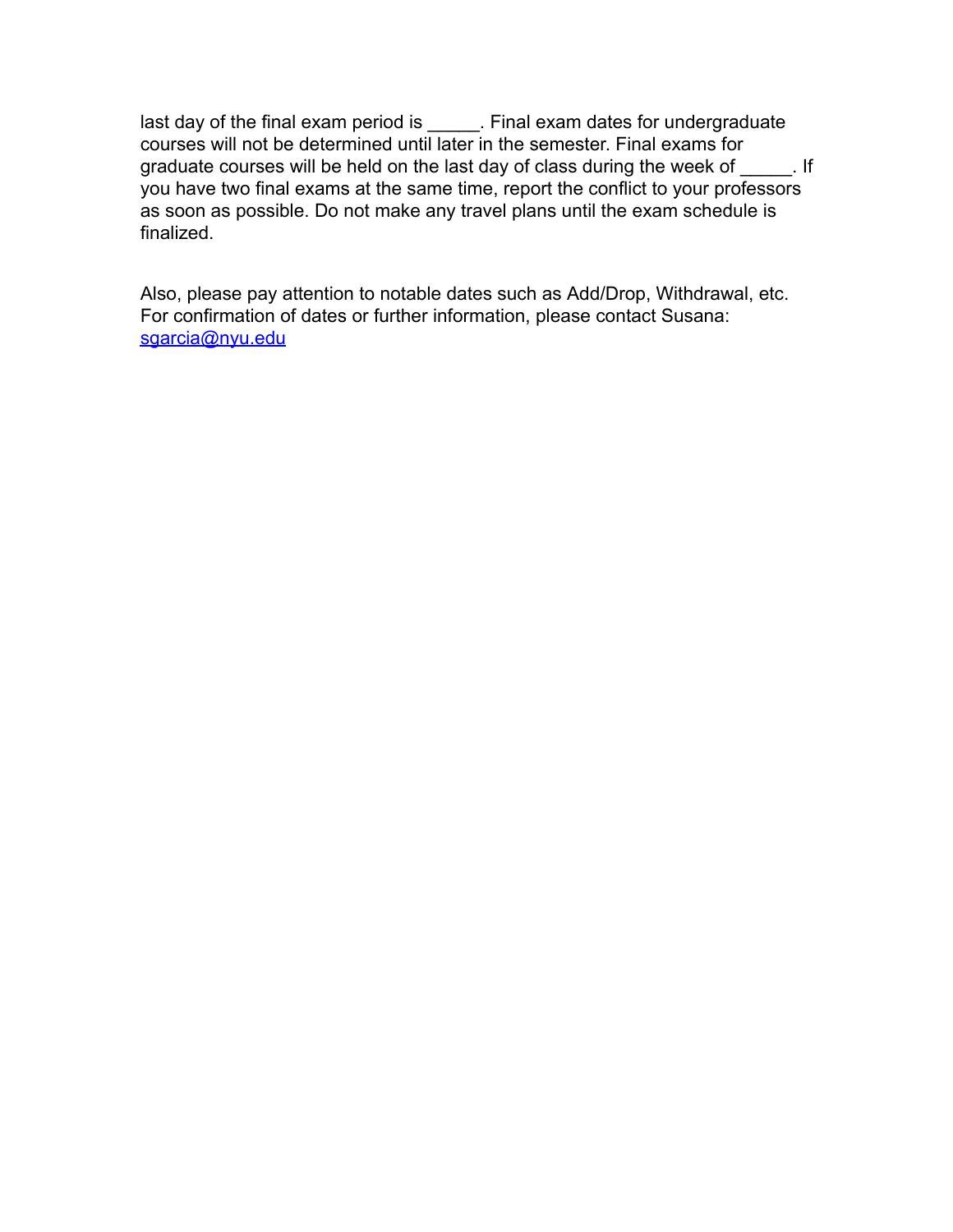last day of the final exam period is _____. Final exam dates for undergraduate courses will not be determined until later in the semester. Final exams for graduate courses will be held on the last day of class during the week of _____. If you have two final exams at the same time, report the conflict to your professors as soon as possible. Do not make any travel plans until the exam schedule is finalized.

Also, please pay attention to notable dates such as Add/Drop, Withdrawal, etc. For confirmation of dates or further information, please contact Susana: [sgarcia@nyu.edu](mailto:sgarcia@nyu.edu)